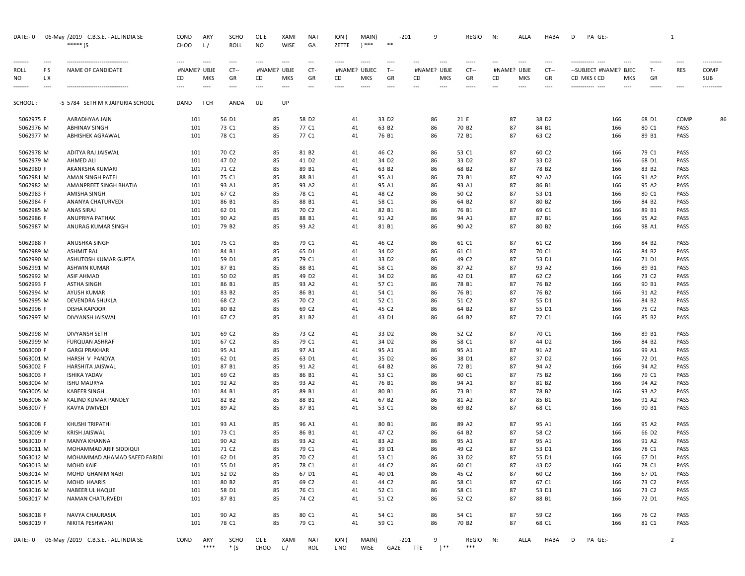DATE:- 0 06-May /2019 C.B.S.E. - ALL INDIA SE COND ARY SCHO OL E XAMI NAT ION ( MAIN) -201 9 REGIO N: ALLA HABA D PA GE:-
***** (S CHOO L / ROLL NO WISE GA ZETTE ) *** **

| ROLL NO | F S L X | NAME OF CANDIDATE | #NAME? CD | UBJE MKS | CT-- GR | #NAME? CD | UBJE MKS | CT- GR | #NAME? CD | UBJEC MKS | T-- GR | #NAME? CD | UBJE MKS | CT-- GR | #NAME? CD | UBJE MKS | CT-- GR | --SUBJECT #NAME? CD MKS ( CD | BJEC MKS | T- GR | RES | COMP SUB |
|---|---|---|---|---|---|---|---|---|---|---|---|---|---|---|---|---|---|---|---|---|---|---|
| SCHOOL : | | -5 5784 SETH M R JAIPURIA SCHOOL | DAND | I CH | ANDA | ULI | UP | | | | | | | | | | | | | | | |
| 5062975 | F | AARADHYAA JAIN | 101 | 56 | D1 | 85 | 58 | D2 | 41 | 33 | D2 | 86 | 21 | E | 87 | 38 | D2 | 166 | 68 | D1 | COMP | 86 |
| 5062976 | M | ABHINAV SINGH | 101 | 73 | C1 | 85 | 77 | C1 | 41 | 63 | B2 | 86 | 70 | B2 | 87 | 84 | B1 | 166 | 80 | C1 | PASS | |
| 5062977 | M | ABHISHEK AGRAWAL | 101 | 78 | C1 | 85 | 77 | C1 | 41 | 76 | B1 | 86 | 72 | B1 | 87 | 63 | C2 | 166 | 89 | B1 | PASS | |
| 5062978 | M | ADITYA RAJ JAISWAL | 101 | 70 | C2 | 85 | 81 | B2 | 41 | 46 | C2 | 86 | 53 | C1 | 87 | 60 | C2 | 166 | 79 | C1 | PASS | |
| 5062979 | M | AHMED ALI | 101 | 47 | D2 | 85 | 41 | D2 | 41 | 34 | D2 | 86 | 33 | D2 | 87 | 33 | D2 | 166 | 68 | D1 | PASS | |
| 5062980 | F | AKANKSHA KUMARI | 101 | 71 | C2 | 85 | 89 | B1 | 41 | 63 | B2 | 86 | 68 | B2 | 87 | 78 | B2 | 166 | 83 | B2 | PASS | |
| 5062981 | M | AMAN SINGH PATEL | 101 | 75 | C1 | 85 | 88 | B1 | 41 | 95 | A1 | 86 | 73 | B1 | 87 | 92 | A2 | 166 | 91 | A2 | PASS | |
| 5062982 | M | AMANPREET SINGH BHATIA | 101 | 93 | A1 | 85 | 93 | A2 | 41 | 95 | A1 | 86 | 93 | A1 | 87 | 86 | B1 | 166 | 95 | A2 | PASS | |
| 5062983 | F | AMISHA SINGH | 101 | 67 | C2 | 85 | 78 | C1 | 41 | 48 | C2 | 86 | 50 | C2 | 87 | 53 | D1 | 166 | 80 | C1 | PASS | |
| 5062984 | F | ANANYA CHATURVEDI | 101 | 86 | B1 | 85 | 88 | B1 | 41 | 58 | C1 | 86 | 64 | B2 | 87 | 80 | B2 | 166 | 84 | B2 | PASS | |
| 5062985 | M | ANAS SIRAJ | 101 | 62 | D1 | 85 | 70 | C2 | 41 | 82 | B1 | 86 | 76 | B1 | 87 | 69 | C1 | 166 | 89 | B1 | PASS | |
| 5062986 | F | ANUPRIYA PATHAK | 101 | 90 | A2 | 85 | 88 | B1 | 41 | 91 | A2 | 86 | 94 | A1 | 87 | 87 | B1 | 166 | 95 | A2 | PASS | |
| 5062987 | M | ANURAG KUMAR SINGH | 101 | 79 | B2 | 85 | 93 | A2 | 41 | 81 | B1 | 86 | 90 | A2 | 87 | 80 | B2 | 166 | 98 | A1 | PASS | |
| 5062988 | F | ANUSHKA SINGH | 101 | 75 | C1 | 85 | 79 | C1 | 41 | 46 | C2 | 86 | 61 | C1 | 87 | 61 | C2 | 166 | 84 | B2 | PASS | |
| 5062989 | M | ASHMIT RAJ | 101 | 84 | B1 | 85 | 65 | D1 | 41 | 34 | D2 | 86 | 61 | C1 | 87 | 70 | C1 | 166 | 84 | B2 | PASS | |
| 5062990 | M | ASHUTOSH KUMAR GUPTA | 101 | 59 | D1 | 85 | 79 | C1 | 41 | 33 | D2 | 86 | 49 | C2 | 87 | 53 | D1 | 166 | 71 | D1 | PASS | |
| 5062991 | M | ASHWIN KUMAR | 101 | 87 | B1 | 85 | 88 | B1 | 41 | 58 | C1 | 86 | 87 | A2 | 87 | 93 | A2 | 166 | 89 | B1 | PASS | |
| 5062992 | M | ASIF AHMAD | 101 | 50 | D2 | 85 | 49 | D2 | 41 | 34 | D2 | 86 | 42 | D1 | 87 | 62 | C2 | 166 | 73 | C2 | PASS | |
| 5062993 | F | ASTHA SINGH | 101 | 86 | B1 | 85 | 93 | A2 | 41 | 57 | C1 | 86 | 78 | B1 | 87 | 76 | B2 | 166 | 90 | B1 | PASS | |
| 5062994 | M | AYUSH KUMAR | 101 | 83 | B2 | 85 | 86 | B1 | 41 | 54 | C1 | 86 | 76 | B1 | 87 | 76 | B2 | 166 | 91 | A2 | PASS | |
| 5062995 | M | DEVENDRA SHUKLA | 101 | 68 | C2 | 85 | 70 | C2 | 41 | 52 | C1 | 86 | 51 | C2 | 87 | 55 | D1 | 166 | 84 | B2 | PASS | |
| 5062996 | F | DISHA KAPOOR | 101 | 80 | B2 | 85 | 69 | C2 | 41 | 45 | C2 | 86 | 64 | B2 | 87 | 55 | D1 | 166 | 75 | C2 | PASS | |
| 5062997 | M | DIVYANSH JAISWAL | 101 | 67 | C2 | 85 | 81 | B2 | 41 | 43 | D1 | 86 | 64 | B2 | 87 | 72 | C1 | 166 | 85 | B2 | PASS | |
| 5062998 | M | DIVYANSH SETH | 101 | 69 | C2 | 85 | 73 | C2 | 41 | 33 | D2 | 86 | 52 | C2 | 87 | 70 | C1 | 166 | 89 | B1 | PASS | |
| 5062999 | M | FURQUAN ASHRAF | 101 | 67 | C2 | 85 | 79 | C1 | 41 | 34 | D2 | 86 | 58 | C1 | 87 | 44 | D2 | 166 | 84 | B2 | PASS | |
| 5063000 | F | GARGI PRAKHAR | 101 | 95 | A1 | 85 | 97 | A1 | 41 | 95 | A1 | 86 | 95 | A1 | 87 | 91 | A2 | 166 | 99 | A1 | PASS | |
| 5063001 | M | HARSH V PANDYA | 101 | 62 | D1 | 85 | 63 | D1 | 41 | 35 | D2 | 86 | 38 | D1 | 87 | 37 | D2 | 166 | 72 | D1 | PASS | |
| 5063002 | F | HARSHITA JAISWAL | 101 | 87 | B1 | 85 | 91 | A2 | 41 | 64 | B2 | 86 | 72 | B1 | 87 | 94 | A2 | 166 | 94 | A2 | PASS | |
| 5063003 | F | ISHIKA YADAV | 101 | 69 | C2 | 85 | 86 | B1 | 41 | 53 | C1 | 86 | 60 | C1 | 87 | 75 | B2 | 166 | 79 | C1 | PASS | |
| 5063004 | M | ISHU MAURYA | 101 | 92 | A2 | 85 | 93 | A2 | 41 | 76 | B1 | 86 | 94 | A1 | 87 | 81 | B2 | 166 | 94 | A2 | PASS | |
| 5063005 | M | KABEER SINGH | 101 | 84 | B1 | 85 | 89 | B1 | 41 | 80 | B1 | 86 | 73 | B1 | 87 | 78 | B2 | 166 | 93 | A2 | PASS | |
| 5063006 | M | KALIND KUMAR PANDEY | 101 | 82 | B2 | 85 | 88 | B1 | 41 | 67 | B2 | 86 | 81 | A2 | 87 | 85 | B1 | 166 | 91 | A2 | PASS | |
| 5063007 | F | KAVYA DWIVEDI | 101 | 89 | A2 | 85 | 87 | B1 | 41 | 53 | C1 | 86 | 69 | B2 | 87 | 68 | C1 | 166 | 90 | B1 | PASS | |
| 5063008 | F | KHUSHI TRIPATHI | 101 | 93 | A1 | 85 | 96 | A1 | 41 | 80 | B1 | 86 | 89 | A2 | 87 | 95 | A1 | 166 | 95 | A2 | PASS | |
| 5063009 | M | KRISH JAISWAL | 101 | 73 | C1 | 85 | 86 | B1 | 41 | 47 | C2 | 86 | 64 | B2 | 87 | 58 | C2 | 166 | 66 | D2 | PASS | |
| 5063010 | F | MANYA KHANNA | 101 | 90 | A2 | 85 | 93 | A2 | 41 | 83 | A2 | 86 | 95 | A1 | 87 | 95 | A1 | 166 | 91 | A2 | PASS | |
| 5063011 | M | MOHAMMAD ARIF SIDDIQUI | 101 | 71 | C2 | 85 | 79 | C1 | 41 | 39 | D1 | 86 | 49 | C2 | 87 | 53 | D1 | 166 | 78 | C1 | PASS | |
| 5063012 | M | MOHAMMAD AHAMAD SAEED FARIDI | 101 | 62 | D1 | 85 | 70 | C2 | 41 | 53 | C1 | 86 | 33 | D2 | 87 | 55 | D1 | 166 | 67 | D1 | PASS | |
| 5063013 | M | MOHD KAIF | 101 | 55 | D1 | 85 | 78 | C1 | 41 | 44 | C2 | 86 | 60 | C1 | 87 | 43 | D2 | 166 | 78 | C1 | PASS | |
| 5063014 | M | MOHD GHANIM NABI | 101 | 52 | D2 | 85 | 67 | D1 | 41 | 40 | D1 | 86 | 45 | C2 | 87 | 60 | C2 | 166 | 67 | D1 | PASS | |
| 5063015 | M | MOHD HAARIS | 101 | 80 | B2 | 85 | 69 | C2 | 41 | 44 | C2 | 86 | 58 | C1 | 87 | 67 | C1 | 166 | 73 | C2 | PASS | |
| 5063016 | M | NABEER UL HAQUE | 101 | 58 | D1 | 85 | 76 | C1 | 41 | 52 | C1 | 86 | 58 | C1 | 87 | 53 | D1 | 166 | 73 | C2 | PASS | |
| 5063017 | M | NAMAN CHATURVEDI | 101 | 87 | B1 | 85 | 74 | C2 | 41 | 51 | C2 | 86 | 52 | C2 | 87 | 88 | B1 | 166 | 72 | D1 | PASS | |
| 5063018 | F | NAVYA CHAURASIA | 101 | 90 | A2 | 85 | 80 | C1 | 41 | 54 | C1 | 86 | 54 | C1 | 87 | 59 | C2 | 166 | 76 | C2 | PASS | |
| 5063019 | F | NIKITA PESHWANI | 101 | 78 | C1 | 85 | 79 | C1 | 41 | 59 | C1 | 86 | 70 | B2 | 87 | 68 | C1 | 166 | 81 | C1 | PASS | |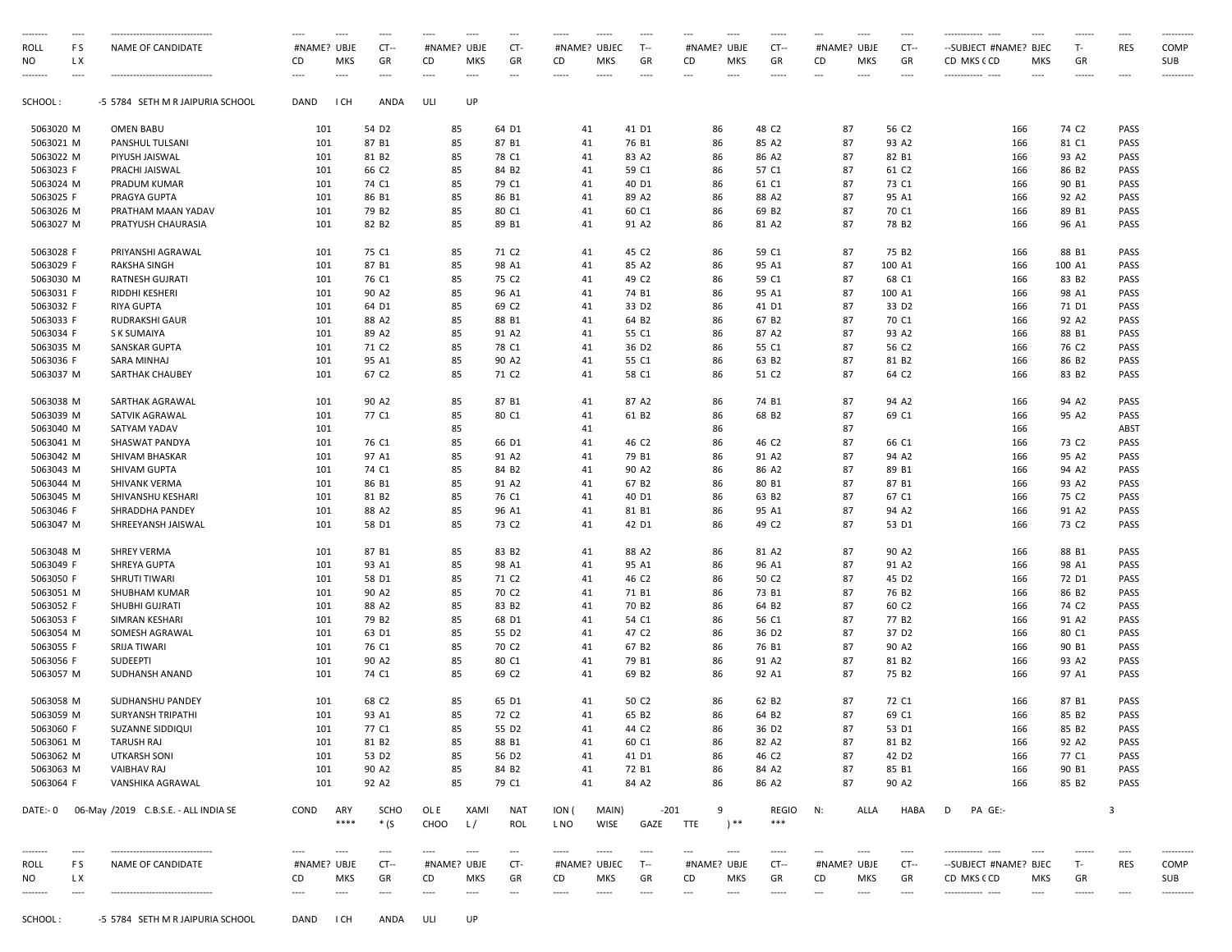| ROLL NO | F S L X | NAME OF CANDIDATE | #NAME? CD | UBJE MKS | CT-- GR | #NAME? CD | UBJE MKS | CT- GR | #NAME? CD | UBJEC MKS | T-- GR | #NAME? CD | UBJE MKS | CT-- GR | #NAME? CD | UBJE MKS | CT-- GR | --SUBJECT #NAME? CD MKS ( CD | BJEC MKS | T- GR | RES | COMP SUB |
|---|---|---|---|---|---|---|---|---|---|---|---|---|---|---|---|---|---|---|---|---|---|---|
| SCHOOL : | | -5 5784 SETH M R JAIPURIA SCHOOL | DAND | I CH | ANDA | ULI | UP | | | | | | | | | | | | | | | |
| 5063020 | M | OMEN BABU | 101 | 54 | D2 | 85 | 64 | D1 | 41 | 41 | D1 | 86 | 48 | C2 | 87 | 56 | C2 | 166 | 74 | C2 | PASS | |
| 5063021 | M | PANSHUL TULSANI | 101 | 87 | B1 | 85 | 87 | B1 | 41 | 76 | B1 | 86 | 85 | A2 | 87 | 93 | A2 | 166 | 81 | C1 | PASS | |
| 5063022 | M | PIYUSH JAISWAL | 101 | 81 | B2 | 85 | 78 | C1 | 41 | 83 | A2 | 86 | 86 | A2 | 87 | 82 | B1 | 166 | 93 | A2 | PASS | |
| 5063023 | F | PRACHI JAISWAL | 101 | 66 | C2 | 85 | 84 | B2 | 41 | 59 | C1 | 86 | 57 | C1 | 87 | 61 | C2 | 166 | 86 | B2 | PASS | |
| 5063024 | M | PRADUM KUMAR | 101 | 74 | C1 | 85 | 79 | C1 | 41 | 40 | D1 | 86 | 61 | C1 | 87 | 73 | C1 | 166 | 90 | B1 | PASS | |
| 5063025 | F | PRAGYA GUPTA | 101 | 86 | B1 | 85 | 86 | B1 | 41 | 89 | A2 | 86 | 88 | A2 | 87 | 95 | A1 | 166 | 92 | A2 | PASS | |
| 5063026 | M | PRATHAM MAAN YADAV | 101 | 79 | B2 | 85 | 80 | C1 | 41 | 60 | C1 | 86 | 69 | B2 | 87 | 70 | C1 | 166 | 89 | B1 | PASS | |
| 5063027 | M | PRATYUSH CHAURASIA | 101 | 82 | B2 | 85 | 89 | B1 | 41 | 91 | A2 | 86 | 81 | A2 | 87 | 78 | B2 | 166 | 96 | A1 | PASS | |
| 5063028 | F | PRIYANSHI AGRAWAL | 101 | 75 | C1 | 85 | 71 | C2 | 41 | 45 | C2 | 86 | 59 | C1 | 87 | 75 | B2 | 166 | 88 | B1 | PASS | |
| 5063029 | F | RAKSHA SINGH | 101 | 87 | B1 | 85 | 98 | A1 | 41 | 85 | A2 | 86 | 95 | A1 | 87 | 100 | A1 | 166 | 100 | A1 | PASS | |
| 5063030 | M | RATNESH GUJRATI | 101 | 76 | C1 | 85 | 75 | C2 | 41 | 49 | C2 | 86 | 59 | C1 | 87 | 68 | C1 | 166 | 83 | B2 | PASS | |
| 5063031 | F | RIDDHI KESHERI | 101 | 90 | A2 | 85 | 96 | A1 | 41 | 74 | B1 | 86 | 95 | A1 | 87 | 100 | A1 | 166 | 98 | A1 | PASS | |
| 5063032 | F | RIYA GUPTA | 101 | 64 | D1 | 85 | 69 | C2 | 41 | 33 | D2 | 86 | 41 | D1 | 87 | 33 | D2 | 166 | 71 | D1 | PASS | |
| 5063033 | F | RUDRAKSHI GAUR | 101 | 88 | A2 | 85 | 88 | B1 | 41 | 64 | B2 | 86 | 67 | B2 | 87 | 70 | C1 | 166 | 92 | A2 | PASS | |
| 5063034 | F | S K SUMAIYA | 101 | 89 | A2 | 85 | 91 | A2 | 41 | 55 | C1 | 86 | 87 | A2 | 87 | 93 | A2 | 166 | 88 | B1 | PASS | |
| 5063035 | M | SANSKAR GUPTA | 101 | 71 | C2 | 85 | 78 | C1 | 41 | 36 | D2 | 86 | 55 | C1 | 87 | 56 | C2 | 166 | 76 | C2 | PASS | |
| 5063036 | F | SARA MINHAJ | 101 | 95 | A1 | 85 | 90 | A2 | 41 | 55 | C1 | 86 | 63 | B2 | 87 | 81 | B2 | 166 | 86 | B2 | PASS | |
| 5063037 | M | SARTHAK CHAUBEY | 101 | 67 | C2 | 85 | 71 | C2 | 41 | 58 | C1 | 86 | 51 | C2 | 87 | 64 | C2 | 166 | 83 | B2 | PASS | |
| 5063038 | M | SARTHAK AGRAWAL | 101 | 90 | A2 | 85 | 87 | B1 | 41 | 87 | A2 | 86 | 74 | B1 | 87 | 94 | A2 | 166 | 94 | A2 | PASS | |
| 5063039 | M | SATVIK AGRAWAL | 101 | 77 | C1 | 85 | 80 | C1 | 41 | 61 | B2 | 86 | 68 | B2 | 87 | 69 | C1 | 166 | 95 | A2 | PASS | |
| 5063040 | M | SATYAM YADAV | 101 | | | 85 | | | 41 | | | 86 | | | 87 | | | 166 | | | ABST | |
| 5063041 | M | SHASWAT PANDYA | 101 | 76 | C1 | 85 | 66 | D1 | 41 | 46 | C2 | 86 | 46 | C2 | 87 | 66 | C1 | 166 | 73 | C2 | PASS | |
| 5063042 | M | SHIVAM BHASKAR | 101 | 97 | A1 | 85 | 91 | A2 | 41 | 79 | B1 | 86 | 91 | A2 | 87 | 94 | A2 | 166 | 95 | A2 | PASS | |
| 5063043 | M | SHIVAM GUPTA | 101 | 74 | C1 | 85 | 84 | B2 | 41 | 90 | A2 | 86 | 86 | A2 | 87 | 89 | B1 | 166 | 94 | A2 | PASS | |
| 5063044 | M | SHIVANK VERMA | 101 | 86 | B1 | 85 | 91 | A2 | 41 | 67 | B2 | 86 | 80 | B1 | 87 | 87 | B1 | 166 | 93 | A2 | PASS | |
| 5063045 | M | SHIVANSHU KESHARI | 101 | 81 | B2 | 85 | 76 | C1 | 41 | 40 | D1 | 86 | 63 | B2 | 87 | 67 | C1 | 166 | 75 | C2 | PASS | |
| 5063046 | F | SHRADDHA PANDEY | 101 | 88 | A2 | 85 | 96 | A1 | 41 | 81 | B1 | 86 | 95 | A1 | 87 | 94 | A2 | 166 | 91 | A2 | PASS | |
| 5063047 | M | SHREEYANSH JAISWAL | 101 | 58 | D1 | 85 | 73 | C2 | 41 | 42 | D1 | 86 | 49 | C2 | 87 | 53 | D1 | 166 | 73 | C2 | PASS | |
| 5063048 | M | SHREY VERMA | 101 | 87 | B1 | 85 | 83 | B2 | 41 | 88 | A2 | 86 | 81 | A2 | 87 | 90 | A2 | 166 | 88 | B1 | PASS | |
| 5063049 | F | SHREYA GUPTA | 101 | 93 | A1 | 85 | 98 | A1 | 41 | 95 | A1 | 86 | 96 | A1 | 87 | 91 | A2 | 166 | 98 | A1 | PASS | |
| 5063050 | F | SHRUTI TIWARI | 101 | 58 | D1 | 85 | 71 | C2 | 41 | 46 | C2 | 86 | 50 | C2 | 87 | 45 | D2 | 166 | 72 | D1 | PASS | |
| 5063051 | M | SHUBHAM KUMAR | 101 | 90 | A2 | 85 | 70 | C2 | 41 | 71 | B1 | 86 | 73 | B1 | 87 | 76 | B2 | 166 | 86 | B2 | PASS | |
| 5063052 | F | SHUBHI GUJRATI | 101 | 88 | A2 | 85 | 83 | B2 | 41 | 70 | B2 | 86 | 64 | B2 | 87 | 60 | C2 | 166 | 74 | C2 | PASS | |
| 5063053 | F | SIMRAN KESHARI | 101 | 79 | B2 | 85 | 68 | D1 | 41 | 54 | C1 | 86 | 56 | C1 | 87 | 77 | B2 | 166 | 91 | A2 | PASS | |
| 5063054 | M | SOMESH AGRAWAL | 101 | 63 | D1 | 85 | 55 | D2 | 41 | 47 | C2 | 86 | 36 | D2 | 87 | 37 | D2 | 166 | 80 | C1 | PASS | |
| 5063055 | F | SRIJA TIWARI | 101 | 76 | C1 | 85 | 70 | C2 | 41 | 67 | B2 | 86 | 76 | B1 | 87 | 90 | A2 | 166 | 90 | B1 | PASS | |
| 5063056 | F | SUDEEPTI | 101 | 90 | A2 | 85 | 80 | C1 | 41 | 79 | B1 | 86 | 91 | A2 | 87 | 81 | B2 | 166 | 93 | A2 | PASS | |
| 5063057 | M | SUDHANSH ANAND | 101 | 74 | C1 | 85 | 69 | C2 | 41 | 69 | B2 | 86 | 92 | A1 | 87 | 75 | B2 | 166 | 97 | A1 | PASS | |
| 5063058 | M | SUDHANSHU PANDEY | 101 | 68 | C2 | 85 | 65 | D1 | 41 | 50 | C2 | 86 | 62 | B2 | 87 | 72 | C1 | 166 | 87 | B1 | PASS | |
| 5063059 | M | SURYANSH TRIPATHI | 101 | 93 | A1 | 85 | 72 | C2 | 41 | 65 | B2 | 86 | 64 | B2 | 87 | 69 | C1 | 166 | 85 | B2 | PASS | |
| 5063060 | F | SUZANNE SIDDIQUI | 101 | 77 | C1 | 85 | 55 | D2 | 41 | 44 | C2 | 86 | 36 | D2 | 87 | 53 | D1 | 166 | 85 | B2 | PASS | |
| 5063061 | M | TARUSH RAJ | 101 | 81 | B2 | 85 | 88 | B1 | 41 | 60 | C1 | 86 | 82 | A2 | 87 | 81 | B2 | 166 | 92 | A2 | PASS | |
| 5063062 | M | UTKARSH SONI | 101 | 53 | D2 | 85 | 56 | D2 | 41 | 41 | D1 | 86 | 46 | C2 | 87 | 42 | D2 | 166 | 77 | C1 | PASS | |
| 5063063 | M | VAIBHAV RAJ | 101 | 90 | A2 | 85 | 84 | B2 | 41 | 72 | B1 | 86 | 84 | A2 | 87 | 85 | B1 | 166 | 90 | B1 | PASS | |
| 5063064 | F | VANSHIKA AGRAWAL | 101 | 92 | A2 | 85 | 79 | C1 | 41 | 84 | A2 | 86 | 86 | A2 | 87 | 90 | A2 | 166 | 85 | B2 | PASS | |

DATE:- 0 06-May /2019 C.B.S.E. - ALL INDIA SE COND ARY **** SCHO * (S OL E CHOO XAMI L / NAT ROL ION ( L NO MAIN) WISE -201 GAZE 9 TTE ) ** REGIO *** N: ALLA HABA D PA GE:- 3

| ROLL NO | F S L X | NAME OF CANDIDATE | #NAME? CD | UBJE MKS | CT-- GR | #NAME? CD | UBJE MKS | CT- GR | #NAME? CD | UBJEC MKS | T-- GR | #NAME? CD | UBJE MKS | CT-- GR | #NAME? CD | UBJE MKS | CT-- GR | --SUBJECT #NAME? CD MKS ( CD | BJEC MKS | T- GR | RES | COMP SUB |
|---|---|---|---|---|---|---|---|---|---|---|---|---|---|---|---|---|---|---|---|---|---|---|

SCHOOL : -5 5784 SETH M R JAIPURIA SCHOOL DAND I CH ANDA ULI UP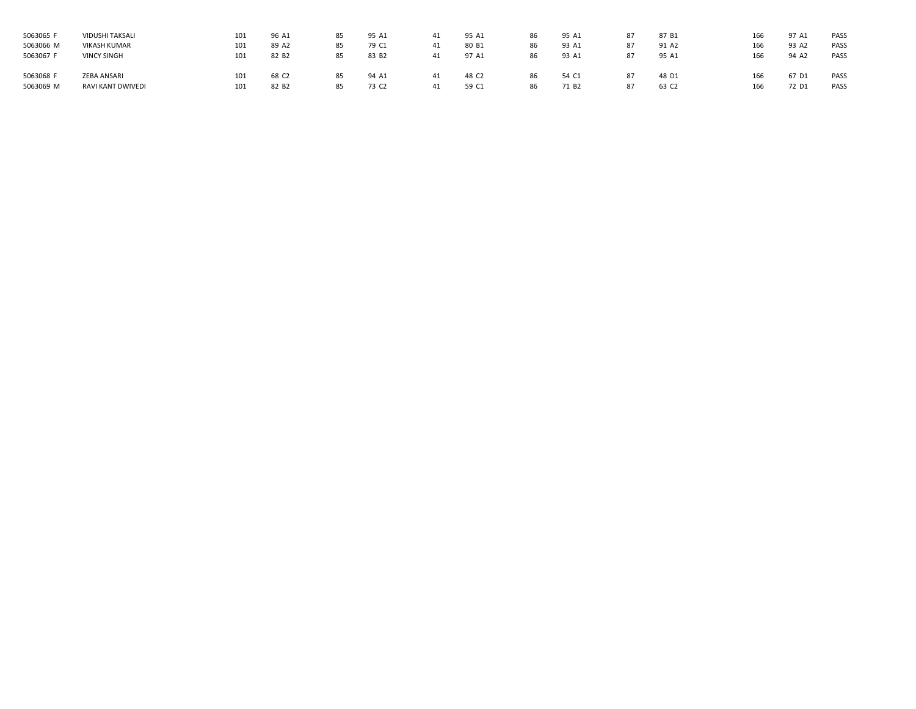| | | | | | | | | | | | | | | | | | | |
|---|---|---|---|---|---|---|---|---|---|---|---|---|---|---|---|---|---|---|
| 5063065 | F | VIDUSHI TAKSALI | 101 | 96 | A1 | 85 | 95 | A1 | 41 | 95 | A1 | 86 | 95 | A1 | 87 | 87 | B1 | 166 | 97 | A1 | PASS |
| 5063066 | M | VIKASH KUMAR | 101 | 89 | A2 | 85 | 79 | C1 | 41 | 80 | B1 | 86 | 93 | A1 | 87 | 91 | A2 | 166 | 93 | A2 | PASS |
| 5063067 | F | VINCY SINGH | 101 | 82 | B2 | 85 | 83 | B2 | 41 | 97 | A1 | 86 | 93 | A1 | 87 | 95 | A1 | 166 | 94 | A2 | PASS |
| 5063068 | F | ZEBA ANSARI | 101 | 68 | C2 | 85 | 94 | A1 | 41 | 48 | C2 | 86 | 54 | C1 | 87 | 48 | D1 | 166 | 67 | D1 | PASS |
| 5063069 | M | RAVI KANT DWIVEDI | 101 | 82 | B2 | 85 | 73 | C2 | 41 | 59 | C1 | 86 | 71 | B2 | 87 | 63 | C2 | 166 | 72 | D1 | PASS |